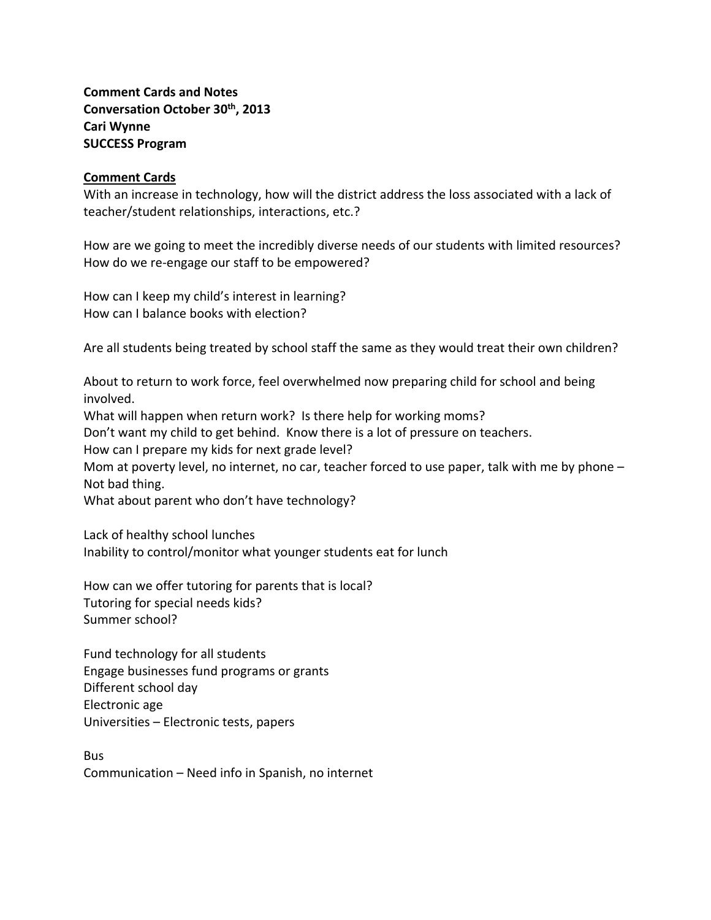**Comment Cards and Notes**
**Conversation October 30th, 2013**
**Cari Wynne**
**SUCCESS Program**

**Comment Cards**

With an increase in technology, how will the district address the loss associated with a lack of teacher/student relationships, interactions, etc.?

How are we going to meet the incredibly diverse needs of our students with limited resources?
How do we re-engage our staff to be empowered?

How can I keep my child's interest in learning?
How can I balance books with election?

Are all students being treated by school staff the same as they would treat their own children?

About to return to work force, feel overwhelmed now preparing child for school and being involved.
What will happen when return work? Is there help for working moms?
Don't want my child to get behind. Know there is a lot of pressure on teachers.
How can I prepare my kids for next grade level?
Mom at poverty level, no internet, no car, teacher forced to use paper, talk with me by phone – Not bad thing.
What about parent who don't have technology?

Lack of healthy school lunches
Inability to control/monitor what younger students eat for lunch

How can we offer tutoring for parents that is local?
Tutoring for special needs kids?
Summer school?

Fund technology for all students
Engage businesses fund programs or grants
Different school day
Electronic age
Universities – Electronic tests, papers

Bus
Communication – Need info in Spanish, no internet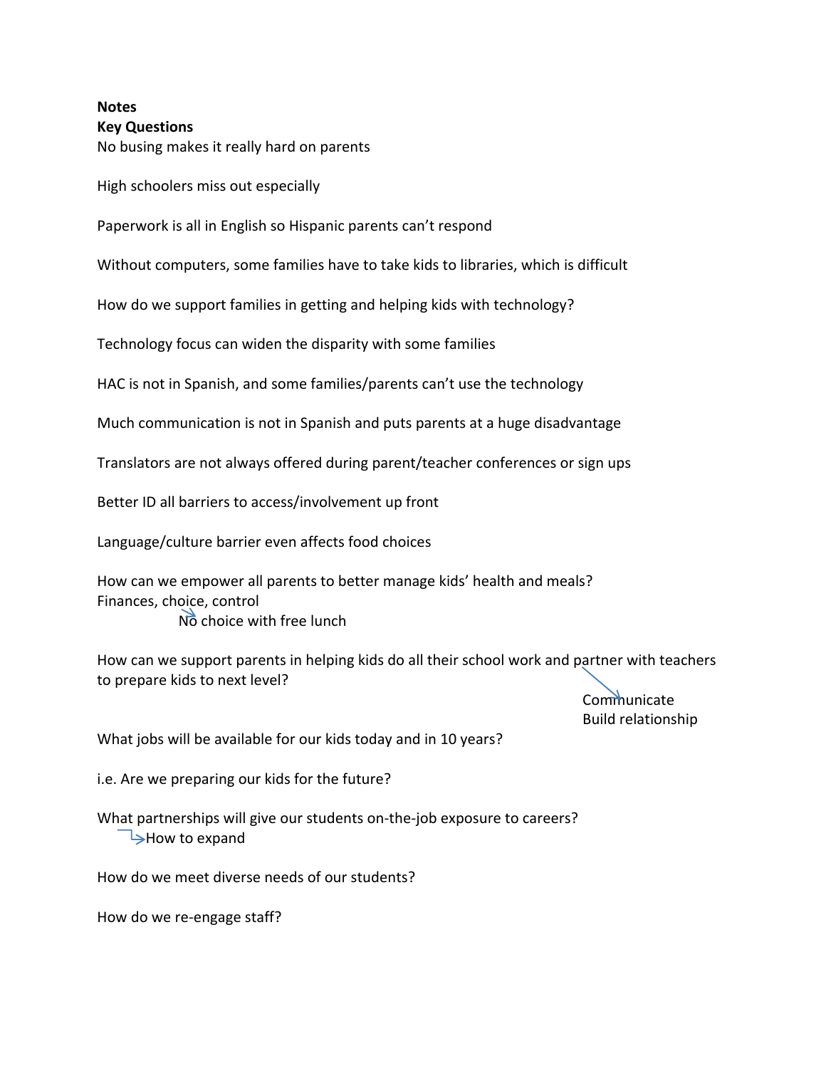**Notes**

**Key Questions**

No busing makes it really hard on parents

High schoolers miss out especially

Paperwork is all in English so Hispanic parents can't respond

Without computers, some families have to take kids to libraries, which is difficult

How do we support families in getting and helping kids with technology?

Technology focus can widen the disparity with some families

HAC is not in Spanish, and some families/parents can't use the technology

Much communication is not in Spanish and puts parents at a huge disadvantage

Translators are not always offered during parent/teacher conferences or sign ups

Better ID all barriers to access/involvement up front

Language/culture barrier even affects food choices

How can we empower all parents to better manage kids' health and meals?
Finances, choice, control
- No choice with free lunch

How can we support parents in helping kids do all their school work and partner with teachers to prepare kids to next level?
- Communicate
- Build relationship

What jobs will be available for our kids today and in 10 years?

i.e. Are we preparing our kids for the future?

What partnerships will give our students on-the-job exposure to careers?
- How to expand

How do we meet diverse needs of our students?

How do we re-engage staff?